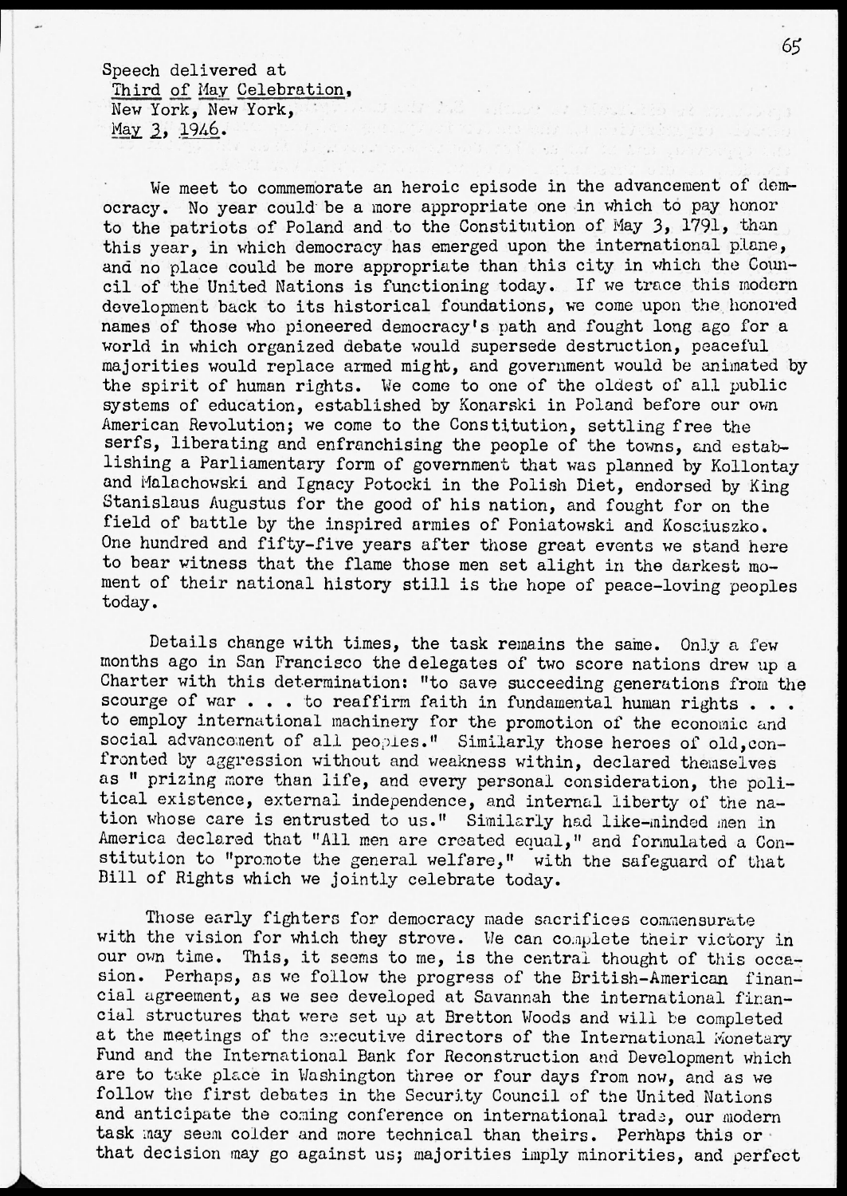Speech delivered at
Third of May Celebration,
New York, New York,
May 3, 1946.

We meet to commemorate an heroic episode in the advancement of democracy. No year could be a more appropriate one in which to pay honor to the patriots of Poland and to the Constitution of May 3, 1791, than this year, in which democracy has emerged upon the international plane, and no place could be more appropriate than this city in which the Council of the United Nations is functioning today. If we trace this modern development back to its historical foundations, we come upon the honored names of those who pioneered democracy's path and fought long ago for a world in which organized debate would supersede destruction, peaceful majorities would replace armed might, and government would be animated by the spirit of human rights. We come to one of the oldest of all public systems of education, established by Konarski in Poland before our own American Revolution; we come to the Constitution, settling free the serfs, liberating and enfranchising the people of the towns, and establishing a Parliamentary form of government that was planned by Kollontay and Malachowski and Ignacy Potocki in the Polish Diet, endorsed by King Stanislaus Augustus for the good of his nation, and fought for on the field of battle by the inspired armies of Poniatowski and Kosciuszko. One hundred and fifty-five years after those great events we stand here to bear witness that the flame those men set alight in the darkest moment of their national history still is the hope of peace-loving peoples today.

Details change with times, the task remains the same. Only a few months ago in San Francisco the delegates of two score nations drew up a Charter with this determination: "to save succeeding generations from the scourge of war . . . to reaffirm faith in fundamental human rights . . . to employ international machinery for the promotion of the economic and social advancement of all peoples." Similarly those heroes of old, confronted by aggression without and weakness within, declared themselves as " prizing more than life, and every personal consideration, the political existence, external independence, and internal liberty of the nation whose care is entrusted to us." Similarly had like-minded men in America declared that "All men are created equal," and formulated a Constitution to "promote the general welfare," with the safeguard of that Bill of Rights which we jointly celebrate today.

Those early fighters for democracy made sacrifices commensurate with the vision for which they strove. We can complete their victory in our own time. This, it seems to me, is the central thought of this occasion. Perhaps, as we follow the progress of the British-American financial agreement, as we see developed at Savannah the international financial structures that were set up at Bretton Woods and will be completed at the meetings of the executive directors of the International Monetary Fund and the International Bank for Reconstruction and Development which are to take place in Washington three or four days from now, and as we follow the first debates in the Security Council of the United Nations and anticipate the coming conference on international trade, our modern task may seem colder and more technical than theirs. Perhaps this or that decision may go against us; majorities imply minorities, and perfect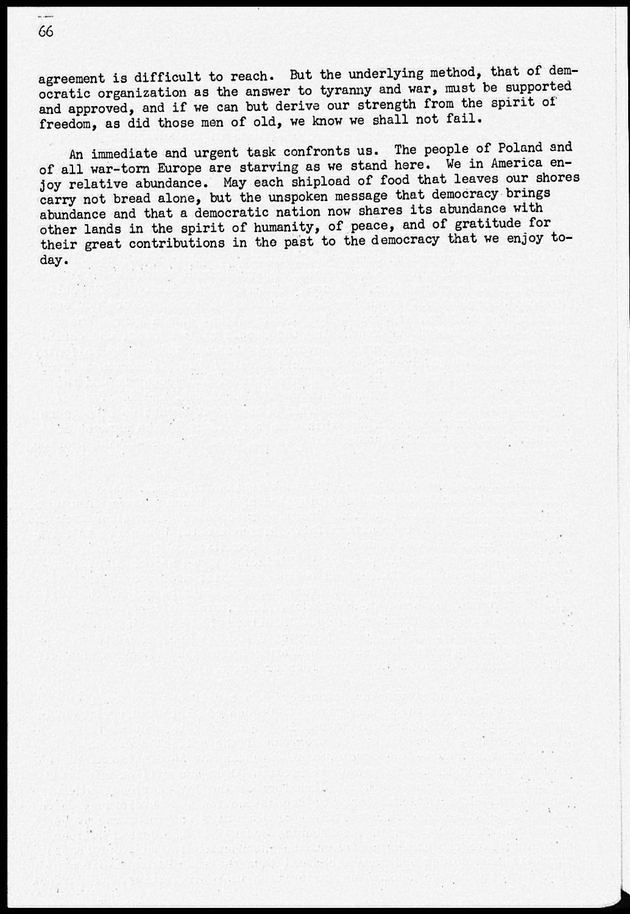agreement is difficult to reach. But the underlying method, that of democratic organization as the answer to tyranny and war, must be supported and approved, and if we can but derive our strength from the spirit of freedom, as did those men of old, we know we shall not fail.

An immediate and urgent task confronts us. The people of Poland and of all war-torn Europe are starving as we stand here. We in America enjoy relative abundance. May each shipload of food that leaves our shores carry not bread alone, but the unspoken message that democracy brings abundance and that a democratic nation now shares its abundance with other lands in the spirit of humanity, of peace, and of gratitude for their great contributions in the past to the democracy that we enjoy today.